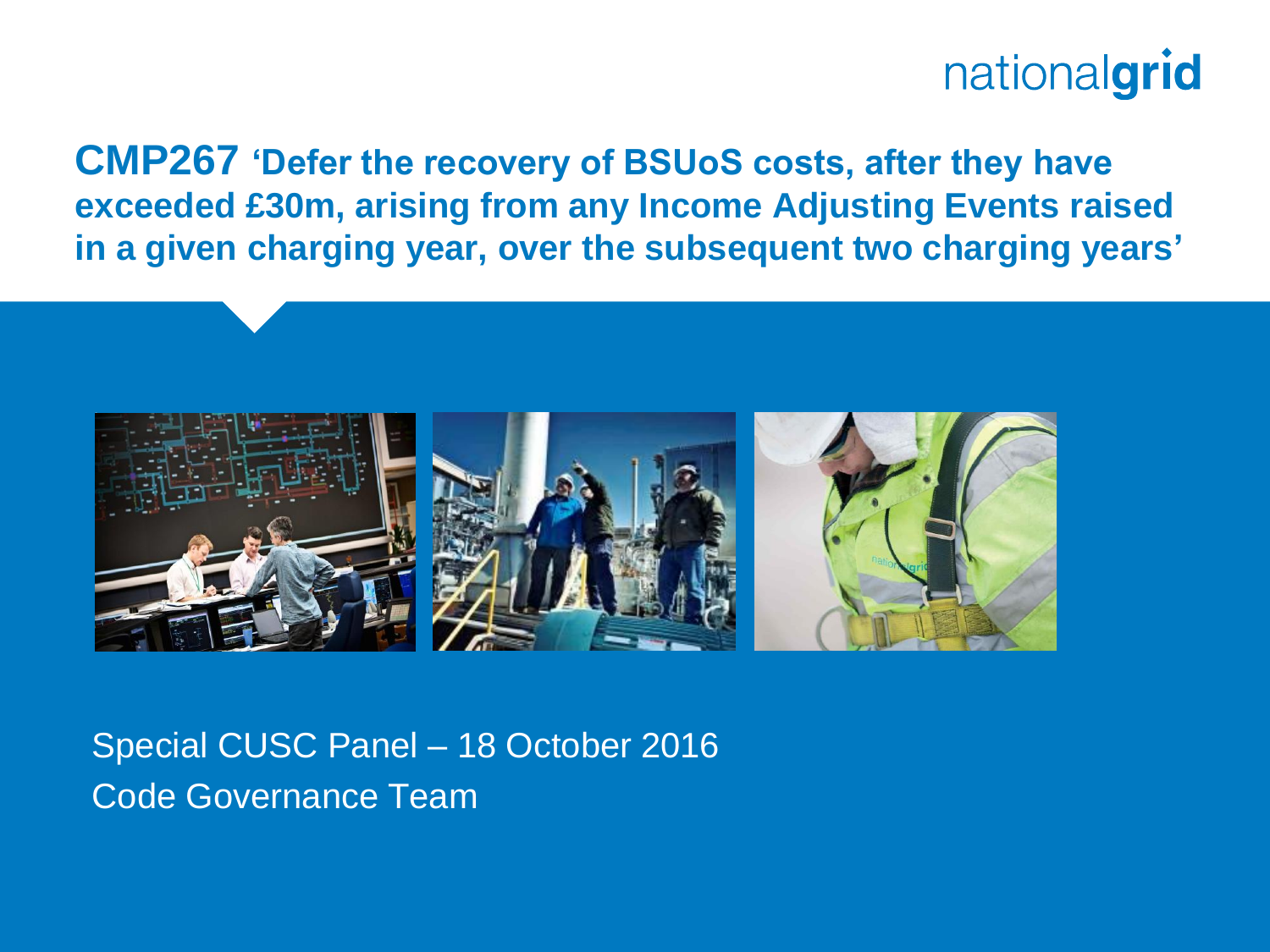# CMP267 'Defer the recovery of BSUoS costs, after they have exceeded £30m, arising from any Income Adjusting Events raised in a given charging year, over the subsequent two charging years'

Special CUSC Panel – 18 October 2016

Code Governance Team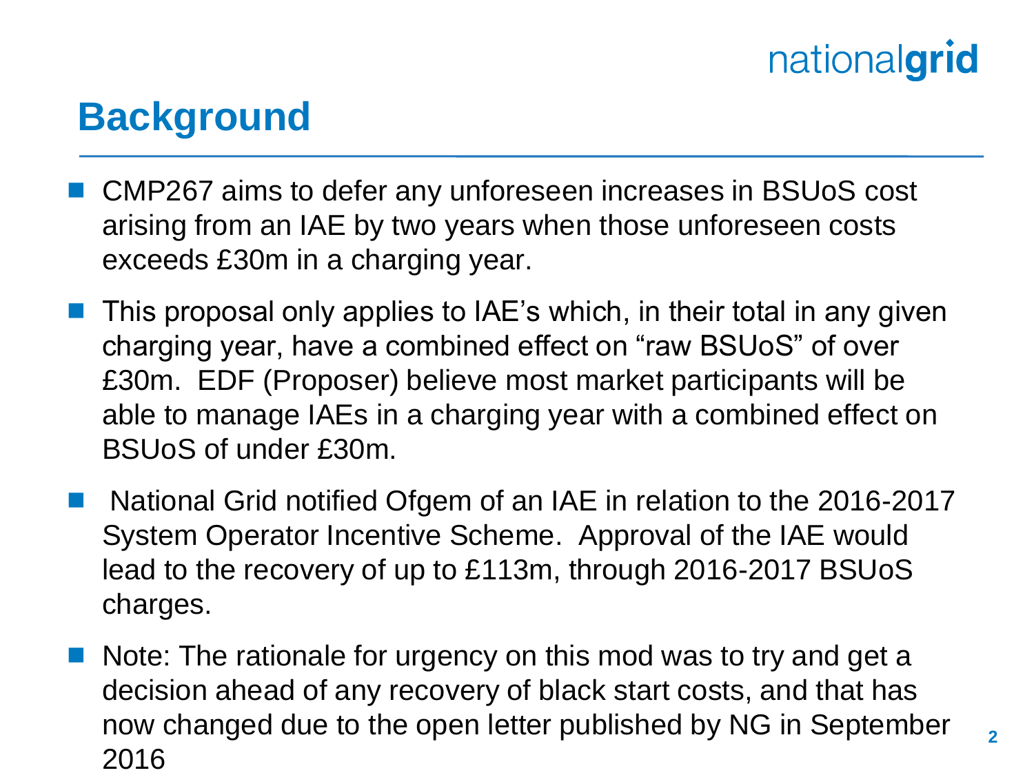# Background

- CMP267 aims to defer any unforeseen increases in BSUoS cost arising from an IAE by two years when those unforeseen costs exceeds £30m in a charging year.
- This proposal only applies to IAE's which, in their total in any given charging year, have a combined effect on "raw BSUoS" of over £30m. EDF (Proposer) believe most market participants will be able to manage IAEs in a charging year with a combined effect on BSUoS of under £30m.
- National Grid notified Ofgem of an IAE in relation to the 2016-2017 System Operator Incentive Scheme. Approval of the IAE would lead to the recovery of up to £113m, through 2016-2017 BSUoS charges.
- Note: The rationale for urgency on this mod was to try and get a decision ahead of any recovery of black start costs, and that has now changed due to the open letter published by NG in September 2016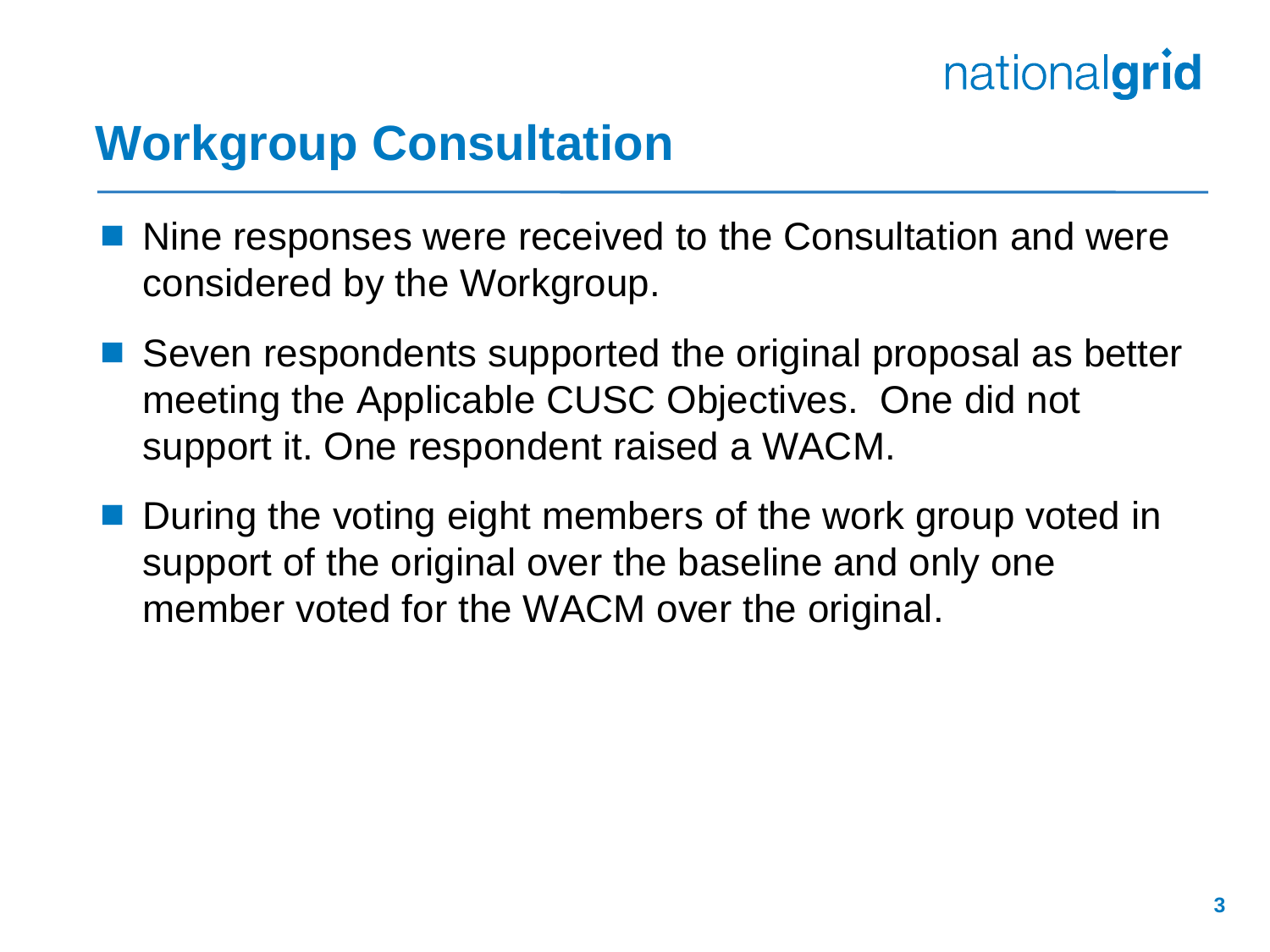# Workgroup Consultation

- Nine responses were received to the Consultation and were considered by the Workgroup.
- Seven respondents supported the original proposal as better meeting the Applicable CUSC Objectives. One did not support it. One respondent raised a WACM.
- During the voting eight members of the work group voted in support of the original over the baseline and only one member voted for the WACM over the original.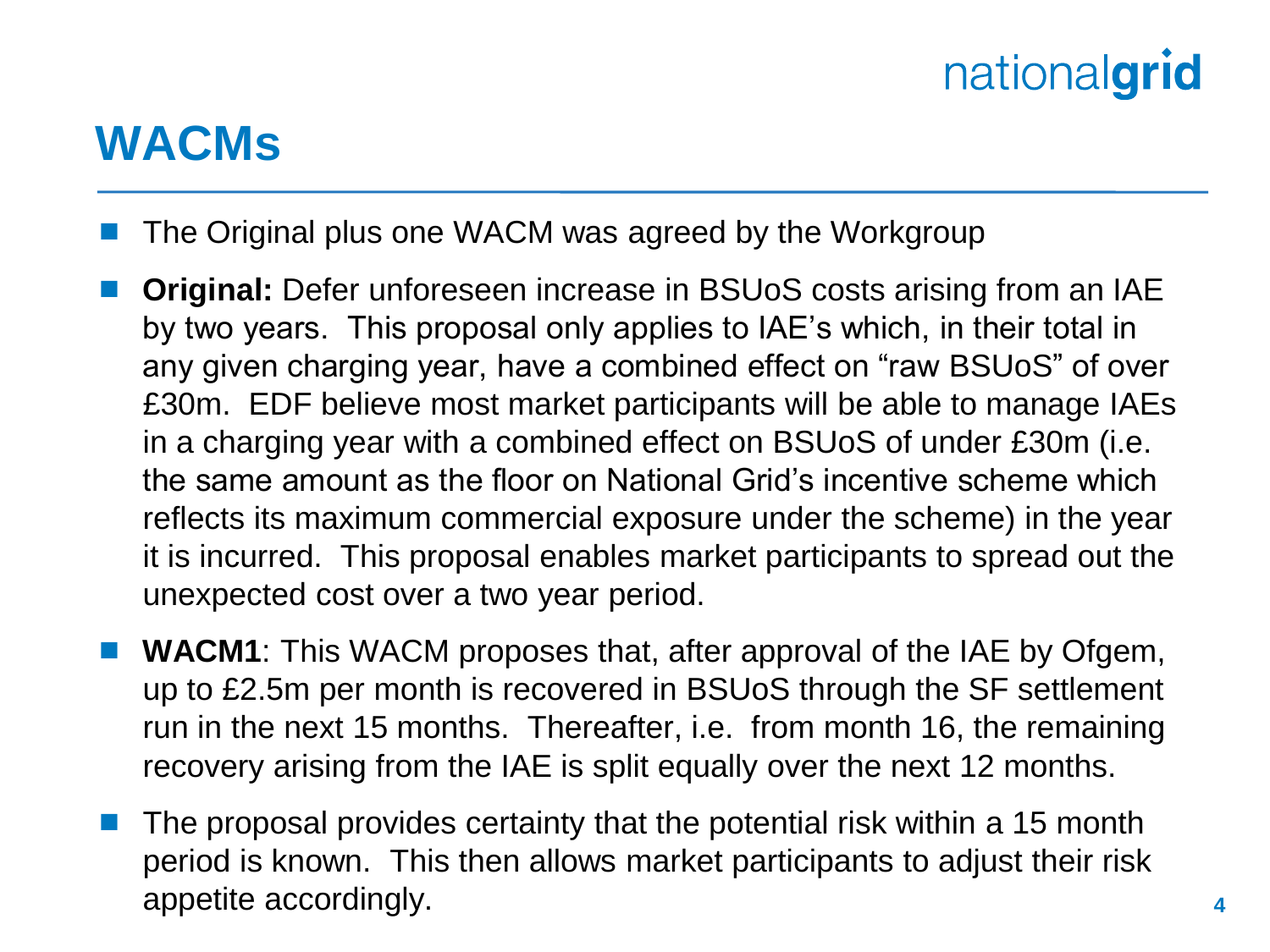# WACMs

- The Original plus one WACM was agreed by the Workgroup
- **Original:** Defer unforeseen increase in BSUoS costs arising from an IAE by two years. This proposal only applies to IAE's which, in their total in any given charging year, have a combined effect on "raw BSUoS" of over £30m. EDF believe most market participants will be able to manage IAEs in a charging year with a combined effect on BSUoS of under £30m (i.e. the same amount as the floor on National Grid's incentive scheme which reflects its maximum commercial exposure under the scheme) in the year it is incurred. This proposal enables market participants to spread out the unexpected cost over a two year period.
- **WACM1**: This WACM proposes that, after approval of the IAE by Ofgem, up to £2.5m per month is recovered in BSUoS through the SF settlement run in the next 15 months. Thereafter, i.e. from month 16, the remaining recovery arising from the IAE is split equally over the next 12 months.
- The proposal provides certainty that the potential risk within a 15 month period is known. This then allows market participants to adjust their risk appetite accordingly.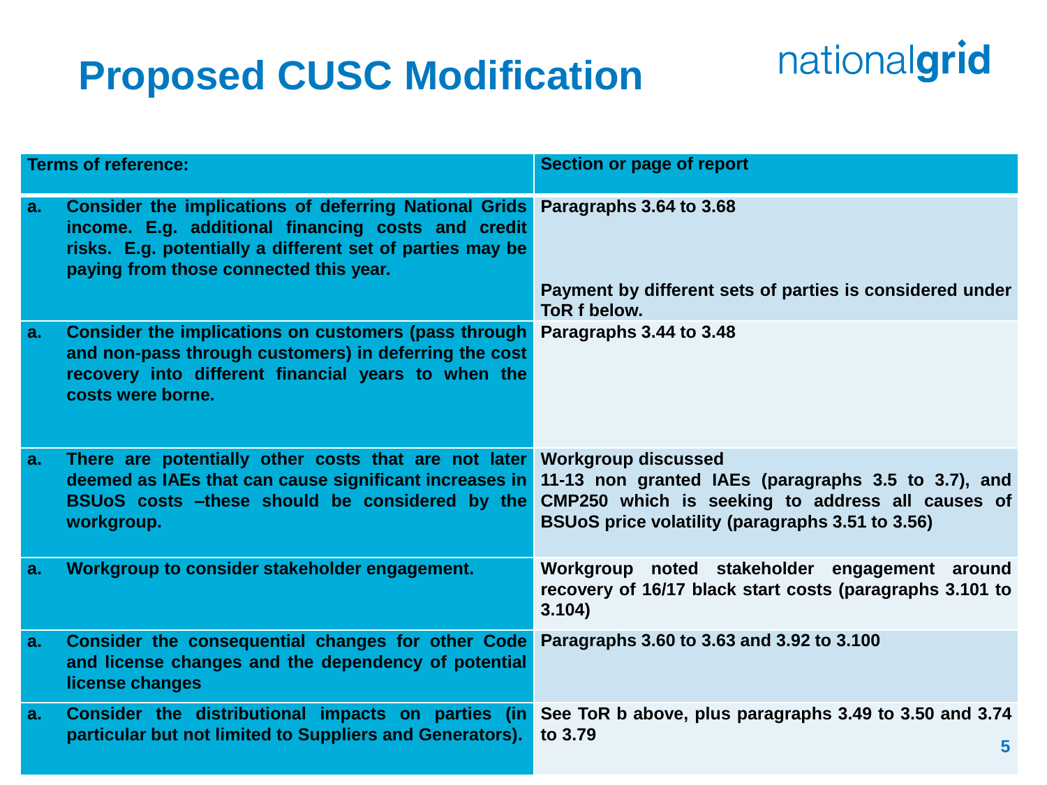# Proposed CUSC Modification

| Terms of reference: | Section or page of report |
|---|---|
| a. Consider the implications of deferring National Grids income. E.g. additional financing costs and credit risks. E.g. potentially a different set of parties may be paying from those connected this year. | Paragraphs 3.64 to 3.68<br><br>Payment by different sets of parties is considered under ToR f below. |
| a. Consider the implications on customers (pass through and non-pass through customers) in deferring the cost recovery into different financial years to when the costs were borne. | Paragraphs 3.44 to 3.48 |
| a. There are potentially other costs that are not later deemed as IAEs that can cause significant increases in BSUoS costs –these should be considered by the workgroup. | Workgroup discussed 11-13 non granted IAEs (paragraphs 3.5 to 3.7), and CMP250 which is seeking to address all causes of BSUoS price volatility (paragraphs 3.51 to 3.56) |
| a. Workgroup to consider stakeholder engagement. | Workgroup noted stakeholder engagement around recovery of 16/17 black start costs (paragraphs 3.101 to 3.104) |
| a. Consider the consequential changes for other Code and license changes and the dependency of potential license changes | Paragraphs 3.60 to 3.63 and 3.92 to 3.100 |
| a. Consider the distributional impacts on parties (in particular but not limited to Suppliers and Generators). | See ToR b above, plus paragraphs 3.49 to 3.50 and 3.74 to 3.79 |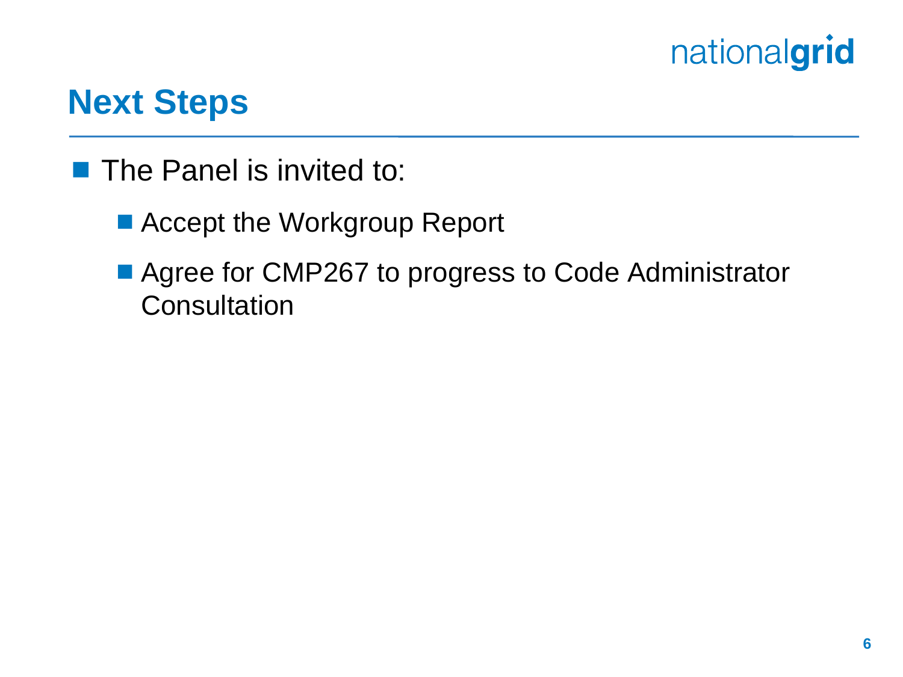## Next Steps

- The Panel is invited to:
  - Accept the Workgroup Report
  - Agree for CMP267 to progress to Code Administrator Consultation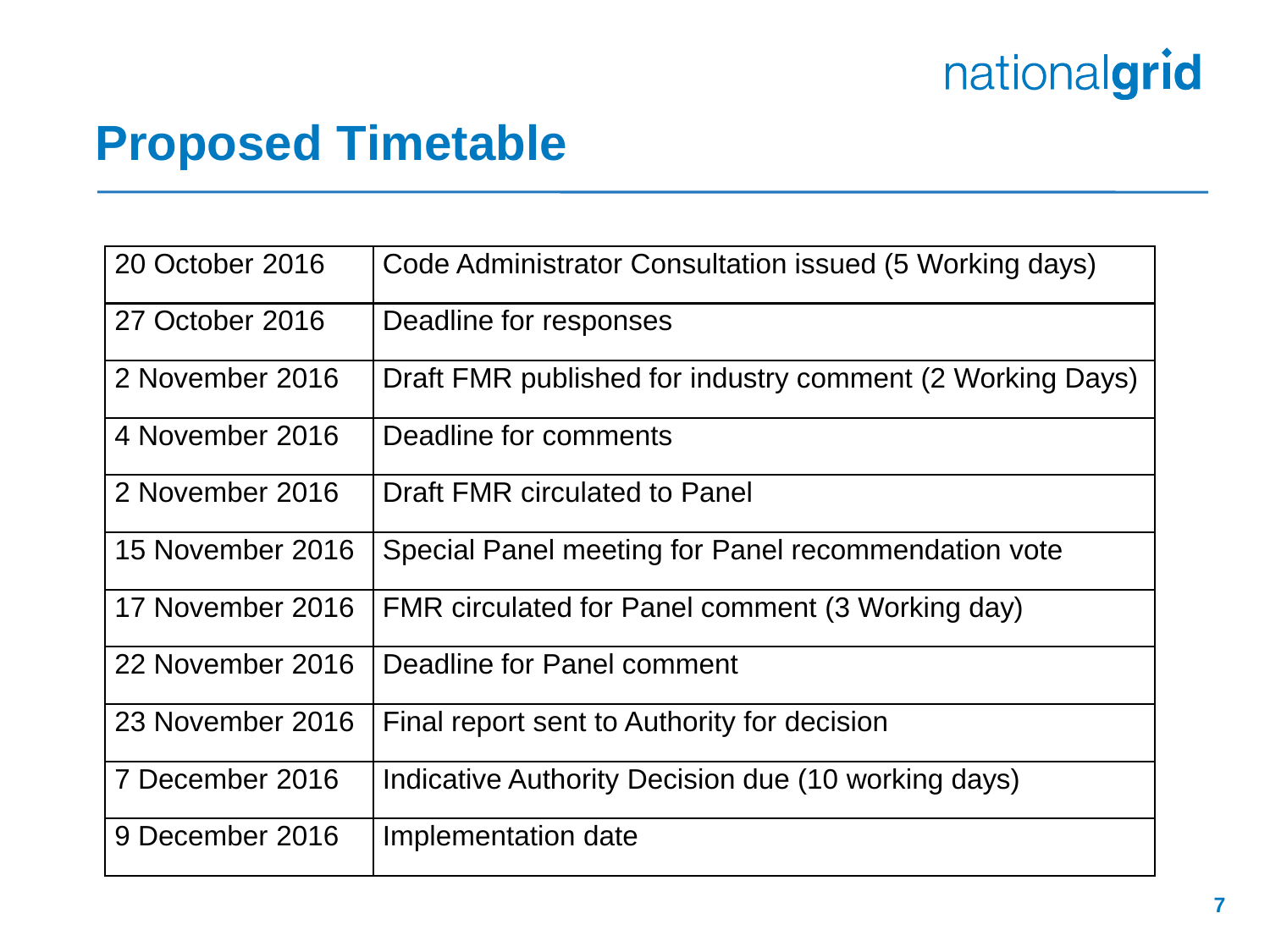# Proposed Timetable

| | |
|---|---|
| 20 October 2016 | Code Administrator Consultation issued (5 Working days) |
| 27 October 2016 | Deadline for responses |
| 2 November 2016 | Draft FMR published for industry comment (2 Working Days) |
| 4 November 2016 | Deadline for comments |
| 2 November 2016 | Draft FMR circulated to Panel |
| 15 November 2016 | Special Panel meeting for Panel recommendation vote |
| 17 November 2016 | FMR circulated for Panel comment (3 Working day) |
| 22 November 2016 | Deadline for Panel comment |
| 23 November 2016 | Final report sent to Authority for decision |
| 7 December 2016 | Indicative Authority Decision due (10 working days) |
| 9 December 2016 | Implementation date |